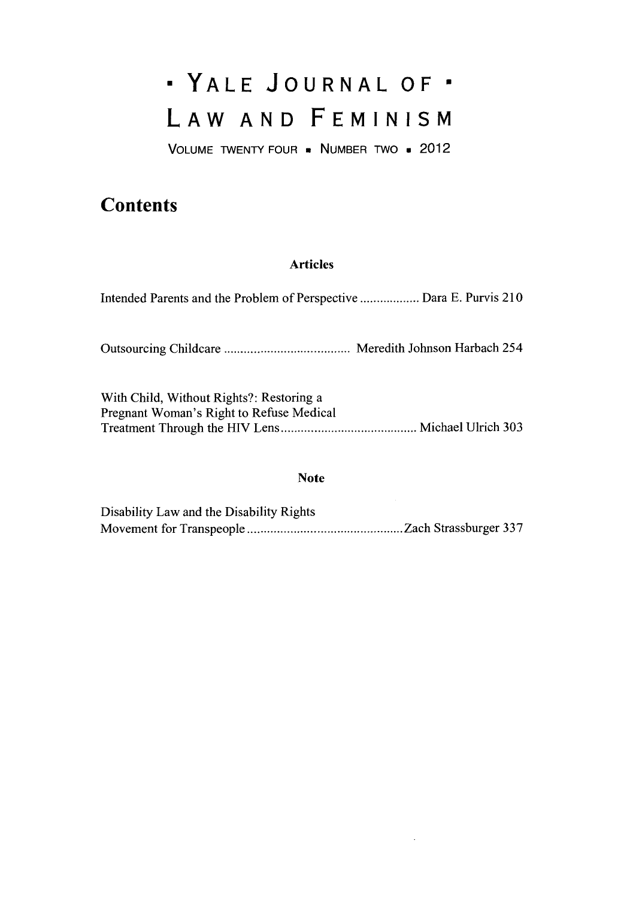# • YALE JOURNAL OF •
# LAW AND FEMINISM

VOLUME TWENTY FOUR • NUMBER TWO • 2012

## Contents

### Articles

Intended Parents and the Problem of Perspective .................. Dara E. Purvis 210

Outsourcing Childcare ...................................... Meredith Johnson Harbach 254

With Child, Without Rights?: Restoring a Pregnant Woman's Right to Refuse Medical Treatment Through the HIV Lens ......................................... Michael Ulrich 303

### Note

Disability Law and the Disability Rights Movement for Transpeople ............................................... Zach Strassburger 337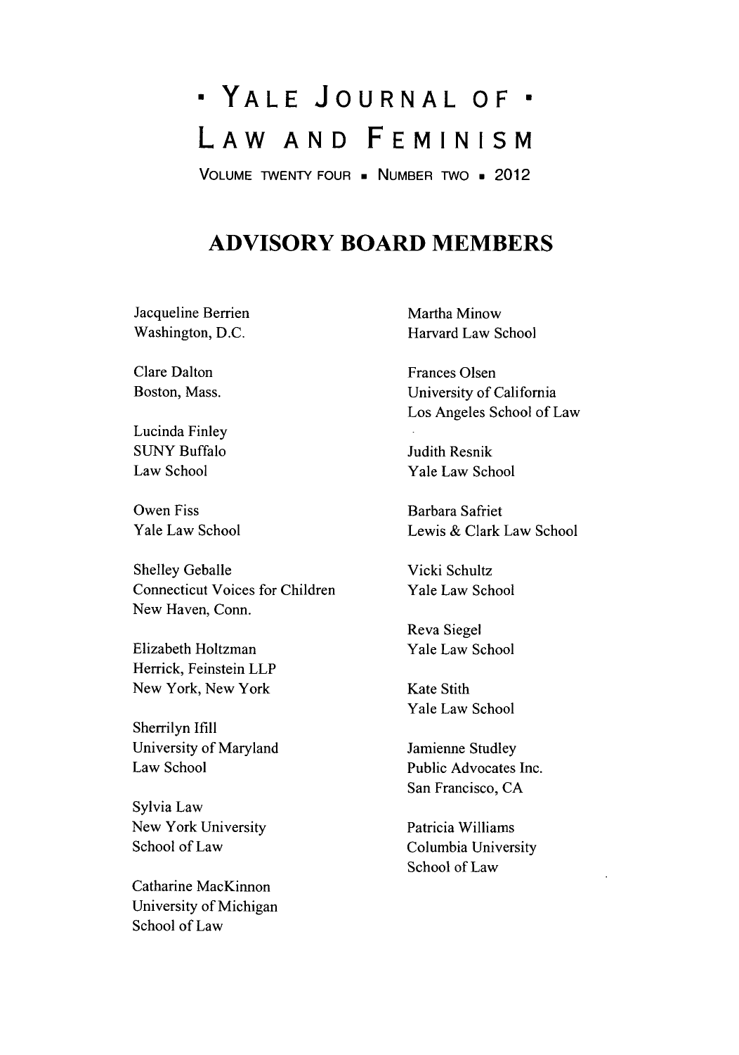# • YALE JOURNAL OF • LAW AND FEMINISM

VOLUME TWENTY FOUR ▪ NUMBER TWO ▪ 2012

## ADVISORY BOARD MEMBERS

Jacqueline Berrien
Washington, D.C.

Clare Dalton
Boston, Mass.

Lucinda Finley
SUNY Buffalo
Law School

Owen Fiss
Yale Law School

Shelley Geballe
Connecticut Voices for Children
New Haven, Conn.

Elizabeth Holtzman
Herrick, Feinstein LLP
New York, New York

Sherrilyn Ifill
University of Maryland
Law School

Sylvia Law
New York University
School of Law

Catharine MacKinnon
University of Michigan
School of Law

Martha Minow
Harvard Law School

Frances Olsen
University of California
Los Angeles School of Law

Judith Resnik
Yale Law School

Barbara Safriet
Lewis & Clark Law School

Vicki Schultz
Yale Law School

Reva Siegel
Yale Law School

Kate Stith
Yale Law School

Jamienne Studley
Public Advocates Inc.
San Francisco, CA

Patricia Williams
Columbia University
School of Law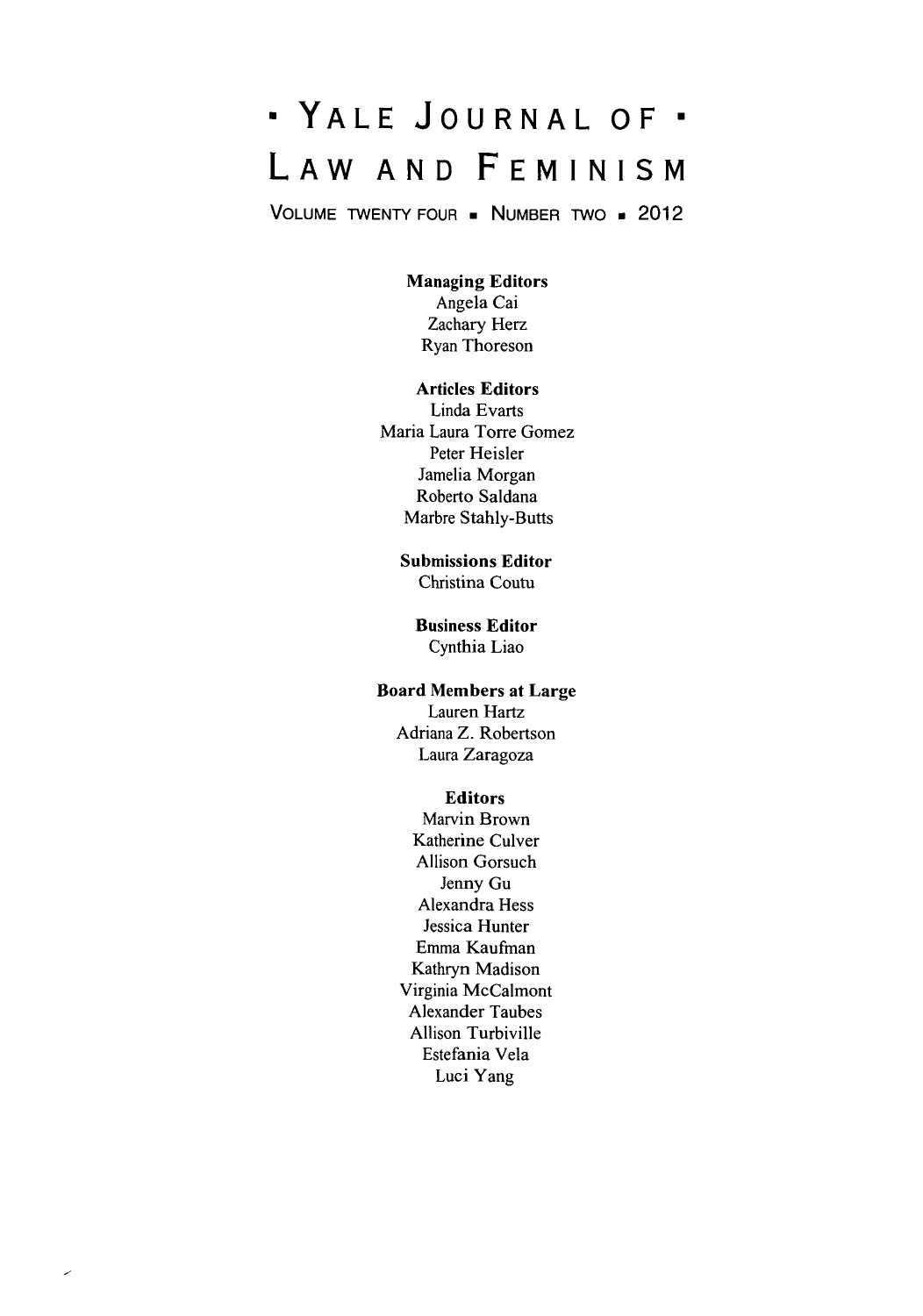# • YALE JOURNAL OF •
# LAW AND FEMINISM

VOLUME TWENTY FOUR ▪ NUMBER TWO ▪ 2012

**Managing Editors**
Angela Cai
Zachary Herz
Ryan Thoreson

**Articles Editors**
Linda Evarts
Maria Laura Torre Gomez
Peter Heisler
Jamelia Morgan
Roberto Saldana
Marbre Stahly-Butts

**Submissions Editor**
Christina Coutu

**Business Editor**
Cynthia Liao

**Board Members at Large**
Lauren Hartz
Adriana Z. Robertson
Laura Zaragoza

**Editors**
Marvin Brown
Katherine Culver
Allison Gorsuch
Jenny Gu
Alexandra Hess
Jessica Hunter
Emma Kaufman
Kathryn Madison
Virginia McCalmont
Alexander Taubes
Allison Turbiville
Estefania Vela
Luci Yang